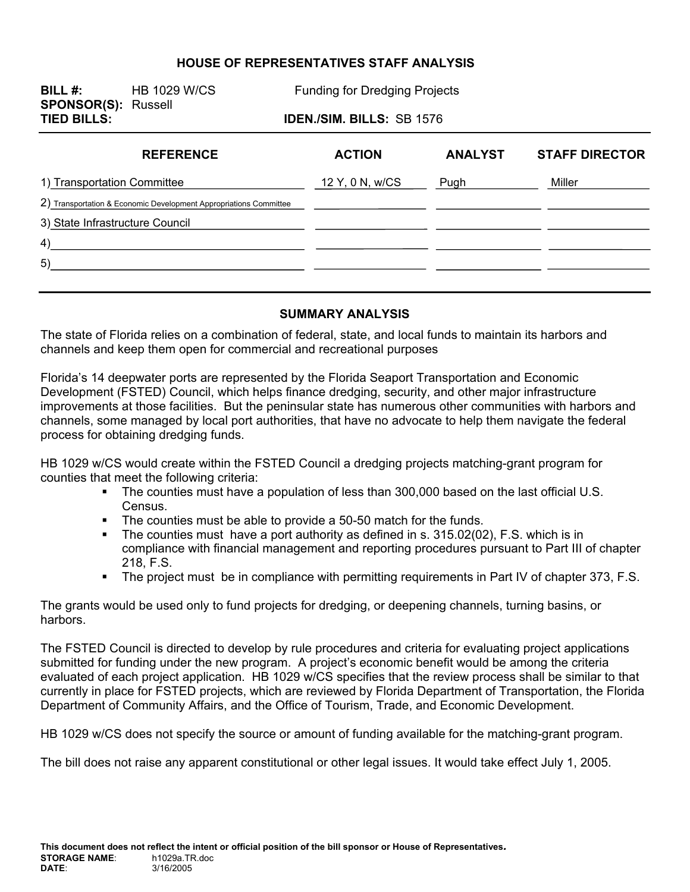# HOUSE OF REPRESENTATIVES STAFF ANALYSIS

**BILL #:** HB 1029 W/CS  Funding for Dredging Projects
**SPONSOR(S):** Russell
**TIED BILLS:**  **IDEN./SIM. BILLS:** SB 1576

| REFERENCE | ACTION | ANALYST | STAFF DIRECTOR |
|---|---|---|---|
| 1) Transportation Committee | 12 Y, 0 N, w/CS | Pugh | Miller |
| 2) Transportation & Economic Development Appropriations Committee | | | |
| 3) State Infrastructure Council | | | |
| 4) | | | |
| 5) | | | |

## SUMMARY ANALYSIS

The state of Florida relies on a combination of federal, state, and local funds to maintain its harbors and channels and keep them open for commercial and recreational purposes

Florida's 14 deepwater ports are represented by the Florida Seaport Transportation and Economic Development (FSTED) Council, which helps finance dredging, security, and other major infrastructure improvements at those facilities. But the peninsular state has numerous other communities with harbors and channels, some managed by local port authorities, that have no advocate to help them navigate the federal process for obtaining dredging funds.

HB 1029 w/CS would create within the FSTED Council a dredging projects matching-grant program for counties that meet the following criteria:

- The counties must have a population of less than 300,000 based on the last official U.S. Census.
- The counties must be able to provide a 50-50 match for the funds.
- The counties must have a port authority as defined in s. 315.02(02), F.S. which is in compliance with financial management and reporting procedures pursuant to Part III of chapter 218, F.S.
- The project must be in compliance with permitting requirements in Part IV of chapter 373, F.S.

The grants would be used only to fund projects for dredging, or deepening channels, turning basins, or harbors.

The FSTED Council is directed to develop by rule procedures and criteria for evaluating project applications submitted for funding under the new program. A project's economic benefit would be among the criteria evaluated of each project application. HB 1029 w/CS specifies that the review process shall be similar to that currently in place for FSTED projects, which are reviewed by Florida Department of Transportation, the Florida Department of Community Affairs, and the Office of Tourism, Trade, and Economic Development.

HB 1029 w/CS does not specify the source or amount of funding available for the matching-grant program.

The bill does not raise any apparent constitutional or other legal issues. It would take effect July 1, 2005.

**This document does not reflect the intent or official position of the bill sponsor or House of Representatives.**
**STORAGE NAME:** h1029a.TR.doc
**DATE:** 3/16/2005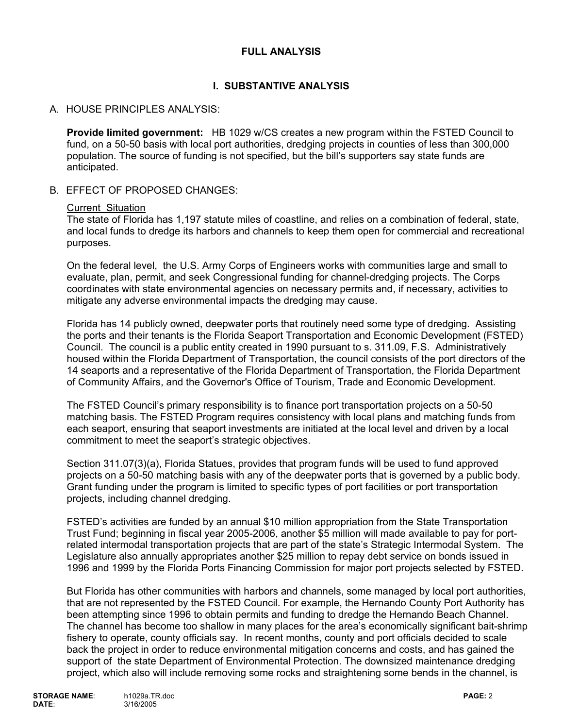# FULL ANALYSIS

## I. SUBSTANTIVE ANALYSIS

A. HOUSE PRINCIPLES ANALYSIS:

**Provide limited government:** HB 1029 w/CS creates a new program within the FSTED Council to fund, on a 50-50 basis with local port authorities, dredging projects in counties of less than 300,000 population. The source of funding is not specified, but the bill's supporters say state funds are anticipated.

B. EFFECT OF PROPOSED CHANGES:

Current Situation

The state of Florida has 1,197 statute miles of coastline, and relies on a combination of federal, state, and local funds to dredge its harbors and channels to keep them open for commercial and recreational purposes.

On the federal level, the U.S. Army Corps of Engineers works with communities large and small to evaluate, plan, permit, and seek Congressional funding for channel-dredging projects. The Corps coordinates with state environmental agencies on necessary permits and, if necessary, activities to mitigate any adverse environmental impacts the dredging may cause.

Florida has 14 publicly owned, deepwater ports that routinely need some type of dredging. Assisting the ports and their tenants is the Florida Seaport Transportation and Economic Development (FSTED) Council. The council is a public entity created in 1990 pursuant to s. 311.09, F.S. Administratively housed within the Florida Department of Transportation, the council consists of the port directors of the 14 seaports and a representative of the Florida Department of Transportation, the Florida Department of Community Affairs, and the Governor's Office of Tourism, Trade and Economic Development.

The FSTED Council's primary responsibility is to finance port transportation projects on a 50-50 matching basis. The FSTED Program requires consistency with local plans and matching funds from each seaport, ensuring that seaport investments are initiated at the local level and driven by a local commitment to meet the seaport's strategic objectives.

Section 311.07(3)(a), Florida Statues, provides that program funds will be used to fund approved projects on a 50-50 matching basis with any of the deepwater ports that is governed by a public body. Grant funding under the program is limited to specific types of port facilities or port transportation projects, including channel dredging.

FSTED's activities are funded by an annual $10 million appropriation from the State Transportation Trust Fund; beginning in fiscal year 2005-2006, another $5 million will made available to pay for port-related intermodal transportation projects that are part of the state's Strategic Intermodal System. The Legislature also annually appropriates another $25 million to repay debt service on bonds issued in 1996 and 1999 by the Florida Ports Financing Commission for major port projects selected by FSTED.

But Florida has other communities with harbors and channels, some managed by local port authorities, that are not represented by the FSTED Council. For example, the Hernando County Port Authority has been attempting since 1996 to obtain permits and funding to dredge the Hernando Beach Channel. The channel has become too shallow in many places for the area's economically significant bait-shrimp fishery to operate, county officials say. In recent months, county and port officials decided to scale back the project in order to reduce environmental mitigation concerns and costs, and has gained the support of the state Department of Environmental Protection. The downsized maintenance dredging project, which also will include removing some rocks and straightening some bends in the channel, is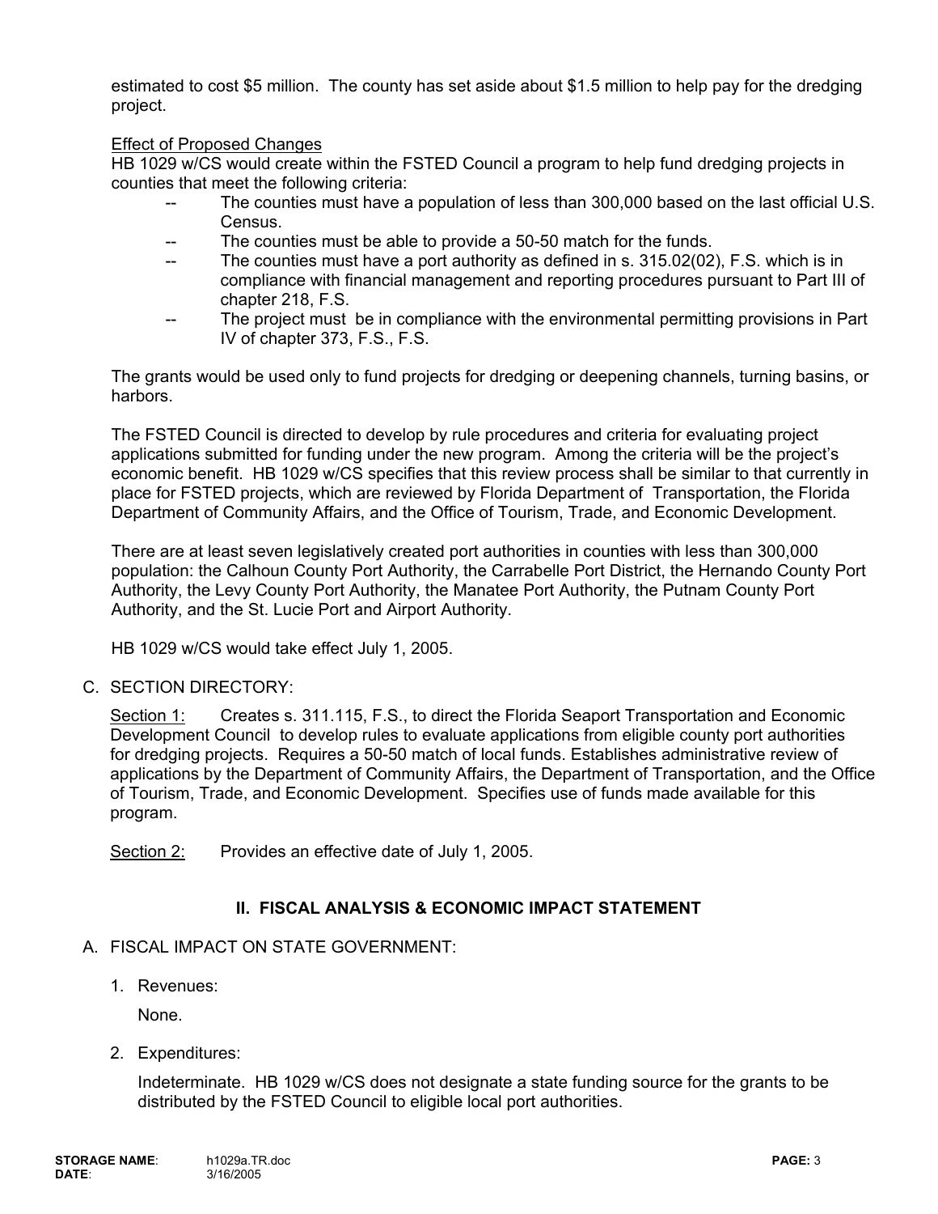estimated to cost $5 million. The county has set aside about $1.5 million to help pay for the dredging project.

Effect of Proposed Changes

HB 1029 w/CS would create within the FSTED Council a program to help fund dredging projects in counties that meet the following criteria:

- The counties must have a population of less than 300,000 based on the last official U.S. Census.
- The counties must be able to provide a 50-50 match for the funds.
- The counties must have a port authority as defined in s. 315.02(02), F.S. which is in compliance with financial management and reporting procedures pursuant to Part III of chapter 218, F.S.
- The project must be in compliance with the environmental permitting provisions in Part IV of chapter 373, F.S., F.S.

The grants would be used only to fund projects for dredging or deepening channels, turning basins, or harbors.

The FSTED Council is directed to develop by rule procedures and criteria for evaluating project applications submitted for funding under the new program. Among the criteria will be the project's economic benefit. HB 1029 w/CS specifies that this review process shall be similar to that currently in place for FSTED projects, which are reviewed by Florida Department of Transportation, the Florida Department of Community Affairs, and the Office of Tourism, Trade, and Economic Development.

There are at least seven legislatively created port authorities in counties with less than 300,000 population: the Calhoun County Port Authority, the Carrabelle Port District, the Hernando County Port Authority, the Levy County Port Authority, the Manatee Port Authority, the Putnam County Port Authority, and the St. Lucie Port and Airport Authority.

HB 1029 w/CS would take effect July 1, 2005.

C. SECTION DIRECTORY:

Section 1: Creates s. 311.115, F.S., to direct the Florida Seaport Transportation and Economic Development Council to develop rules to evaluate applications from eligible county port authorities for dredging projects. Requires a 50-50 match of local funds. Establishes administrative review of applications by the Department of Community Affairs, the Department of Transportation, and the Office of Tourism, Trade, and Economic Development. Specifies use of funds made available for this program.

Section 2: Provides an effective date of July 1, 2005.

## II. FISCAL ANALYSIS & ECONOMIC IMPACT STATEMENT

A. FISCAL IMPACT ON STATE GOVERNMENT:

1. Revenues:

   None.

2. Expenditures:

   Indeterminate. HB 1029 w/CS does not designate a state funding source for the grants to be distributed by the FSTED Council to eligible local port authorities.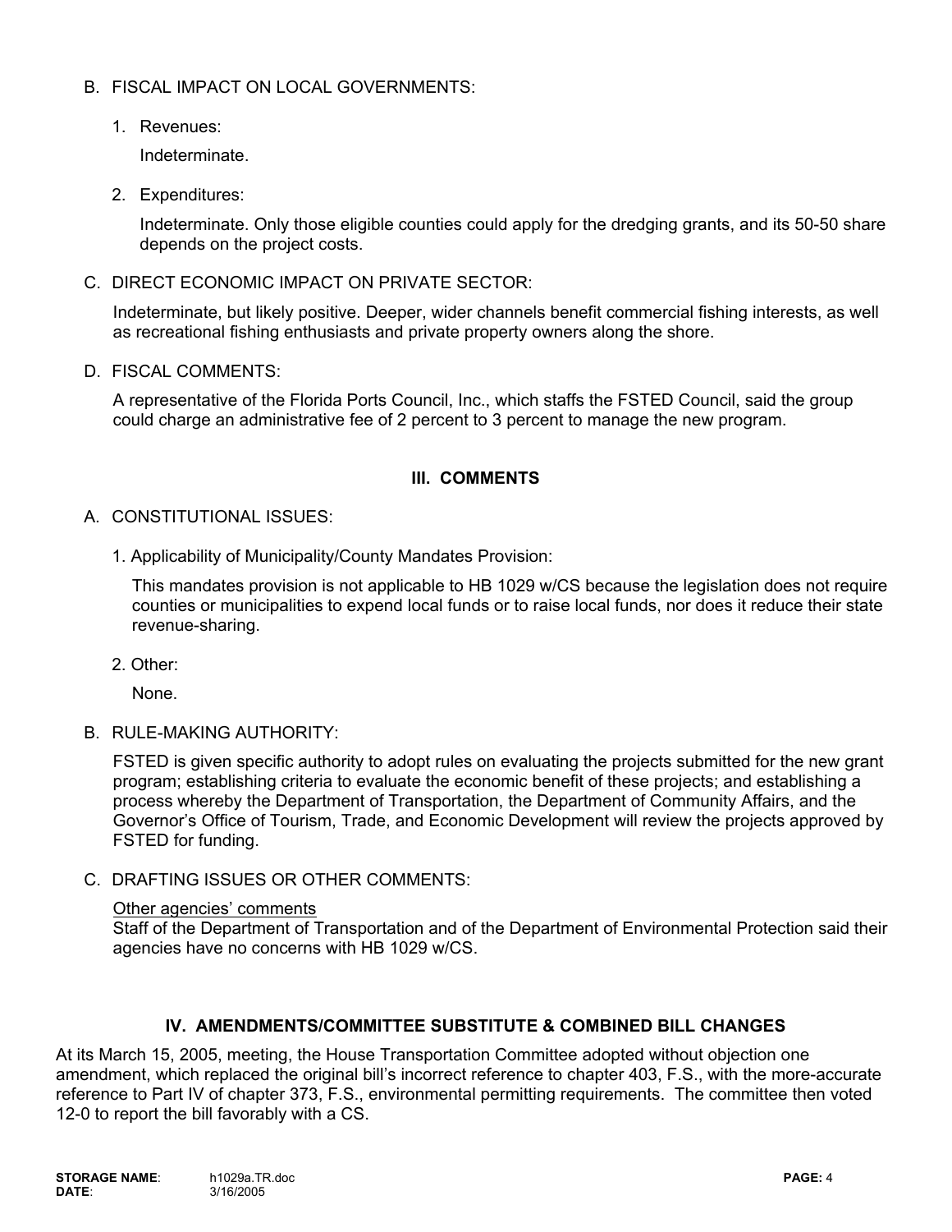B. FISCAL IMPACT ON LOCAL GOVERNMENTS:

1. Revenues:

   Indeterminate.

2. Expenditures:

   Indeterminate. Only those eligible counties could apply for the dredging grants, and its 50-50 share depends on the project costs.

C. DIRECT ECONOMIC IMPACT ON PRIVATE SECTOR:

Indeterminate, but likely positive. Deeper, wider channels benefit commercial fishing interests, as well as recreational fishing enthusiasts and private property owners along the shore.

D. FISCAL COMMENTS:

A representative of the Florida Ports Council, Inc., which staffs the FSTED Council, said the group could charge an administrative fee of 2 percent to 3 percent to manage the new program.

## III. COMMENTS

A. CONSTITUTIONAL ISSUES:

1. Applicability of Municipality/County Mandates Provision:

   This mandates provision is not applicable to HB 1029 w/CS because the legislation does not require counties or municipalities to expend local funds or to raise local funds, nor does it reduce their state revenue-sharing.

2. Other:

   None.

B. RULE-MAKING AUTHORITY:

FSTED is given specific authority to adopt rules on evaluating the projects submitted for the new grant program; establishing criteria to evaluate the economic benefit of these projects; and establishing a process whereby the Department of Transportation, the Department of Community Affairs, and the Governor's Office of Tourism, Trade, and Economic Development will review the projects approved by FSTED for funding.

C. DRAFTING ISSUES OR OTHER COMMENTS:

Other agencies' comments
Staff of the Department of Transportation and of the Department of Environmental Protection said their agencies have no concerns with HB 1029 w/CS.

## IV. AMENDMENTS/COMMITTEE SUBSTITUTE & COMBINED BILL CHANGES

At its March 15, 2005, meeting, the House Transportation Committee adopted without objection one amendment, which replaced the original bill's incorrect reference to chapter 403, F.S., with the more-accurate reference to Part IV of chapter 373, F.S., environmental permitting requirements. The committee then voted 12-0 to report the bill favorably with a CS.